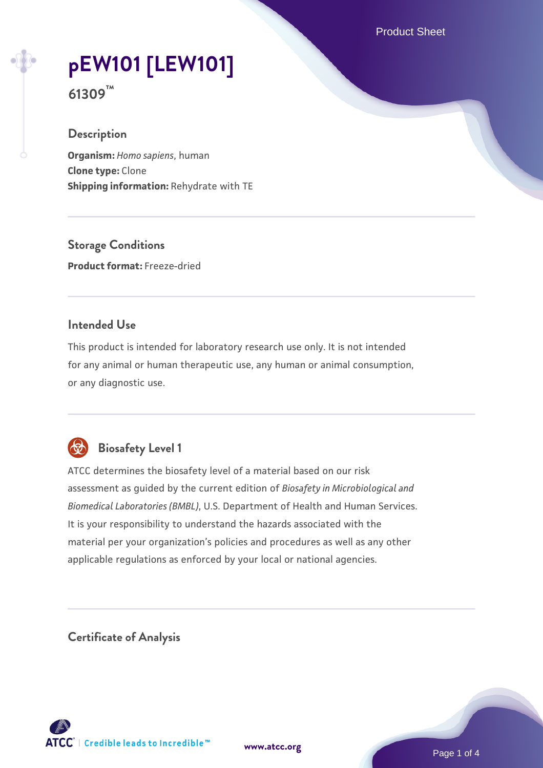# pEW101 [LEW101]

**61309™**

## Description

**Organism:** *Homo sapiens*, human
**Clone type:** Clone
**Shipping information:** Rehydrate with TE

## Storage Conditions

**Product format:** Freeze-dried

## Intended Use

This product is intended for laboratory research use only. It is not intended for any animal or human therapeutic use, any human or animal consumption, or any diagnostic use.

## Biosafety Level 1

ATCC determines the biosafety level of a material based on our risk assessment as guided by the current edition of *Biosafety in Microbiological and Biomedical Laboratories (BMBL)*, U.S. Department of Health and Human Services. It is your responsibility to understand the hazards associated with the material per your organization's policies and procedures as well as any other applicable regulations as enforced by your local or national agencies.

## Certificate of Analysis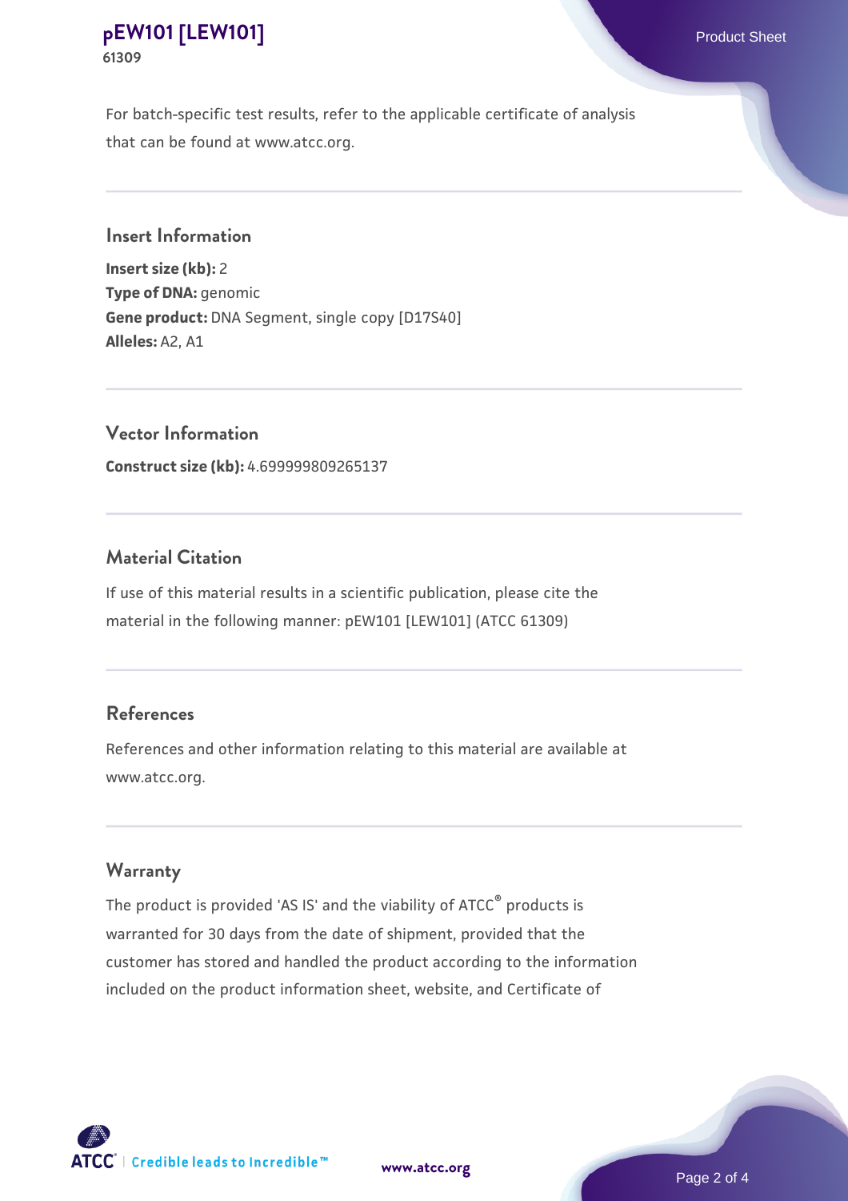For batch-specific test results, refer to the applicable certificate of analysis that can be found at www.atcc.org.

## Insert Information

**Insert size (kb):** 2
**Type of DNA:** genomic
**Gene product:** DNA Segment, single copy [D17S40]
**Alleles:** A2, A1

## Vector Information

**Construct size (kb):** 4.699999809265137

## Material Citation

If use of this material results in a scientific publication, please cite the material in the following manner: pEW101 [LEW101] (ATCC 61309)

## References

References and other information relating to this material are available at www.atcc.org.

## Warranty

The product is provided 'AS IS' and the viability of ATCC® products is warranted for 30 days from the date of shipment, provided that the customer has stored and handled the product according to the information included on the product information sheet, website, and Certificate of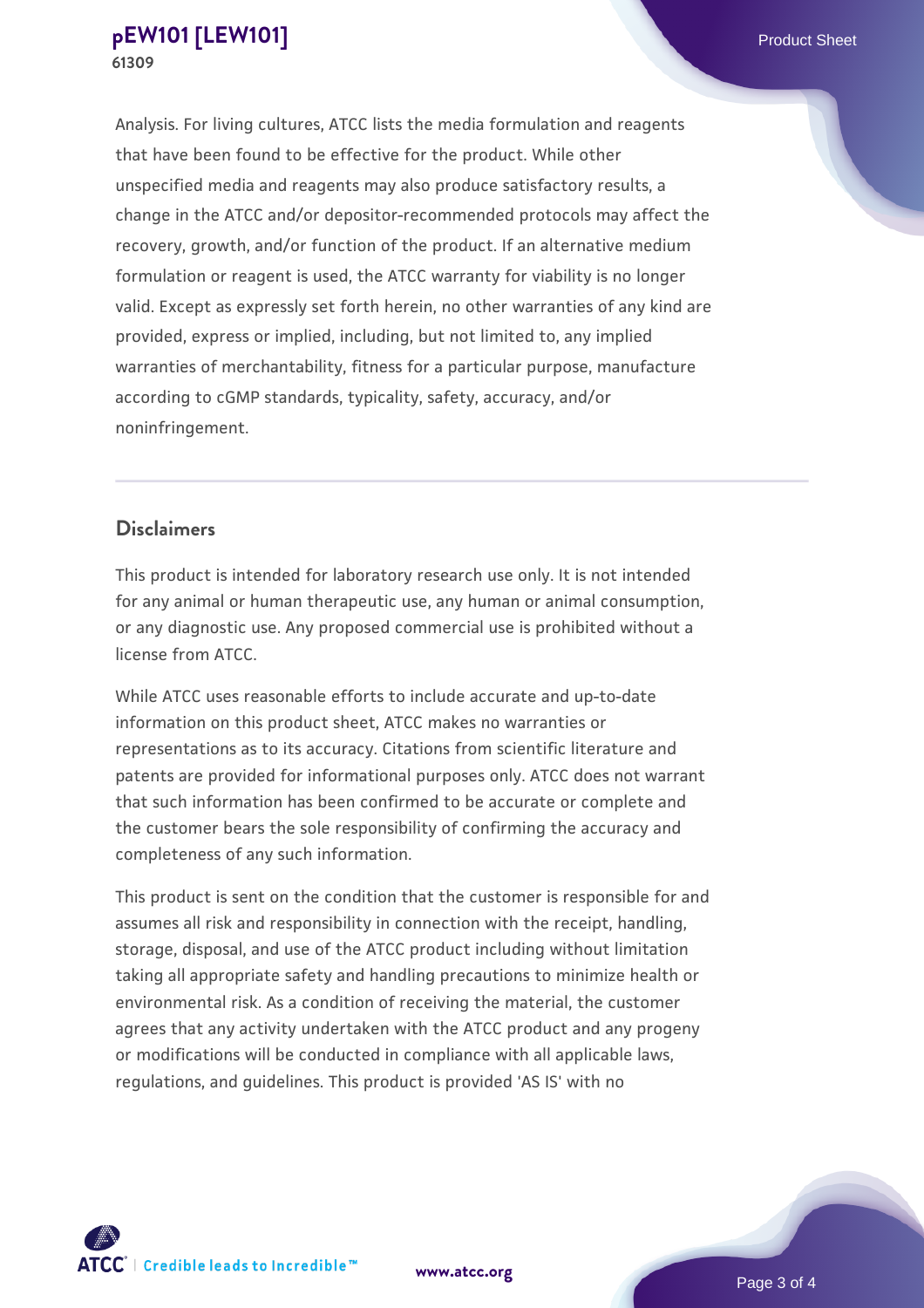Analysis. For living cultures, ATCC lists the media formulation and reagents that have been found to be effective for the product. While other unspecified media and reagents may also produce satisfactory results, a change in the ATCC and/or depositor-recommended protocols may affect the recovery, growth, and/or function of the product. If an alternative medium formulation or reagent is used, the ATCC warranty for viability is no longer valid. Except as expressly set forth herein, no other warranties of any kind are provided, express or implied, including, but not limited to, any implied warranties of merchantability, fitness for a particular purpose, manufacture according to cGMP standards, typicality, safety, accuracy, and/or noninfringement.

## Disclaimers

This product is intended for laboratory research use only. It is not intended for any animal or human therapeutic use, any human or animal consumption, or any diagnostic use. Any proposed commercial use is prohibited without a license from ATCC.

While ATCC uses reasonable efforts to include accurate and up-to-date information on this product sheet, ATCC makes no warranties or representations as to its accuracy. Citations from scientific literature and patents are provided for informational purposes only. ATCC does not warrant that such information has been confirmed to be accurate or complete and the customer bears the sole responsibility of confirming the accuracy and completeness of any such information.

This product is sent on the condition that the customer is responsible for and assumes all risk and responsibility in connection with the receipt, handling, storage, disposal, and use of the ATCC product including without limitation taking all appropriate safety and handling precautions to minimize health or environmental risk. As a condition of receiving the material, the customer agrees that any activity undertaken with the ATCC product and any progeny or modifications will be conducted in compliance with all applicable laws, regulations, and guidelines. This product is provided 'AS IS' with no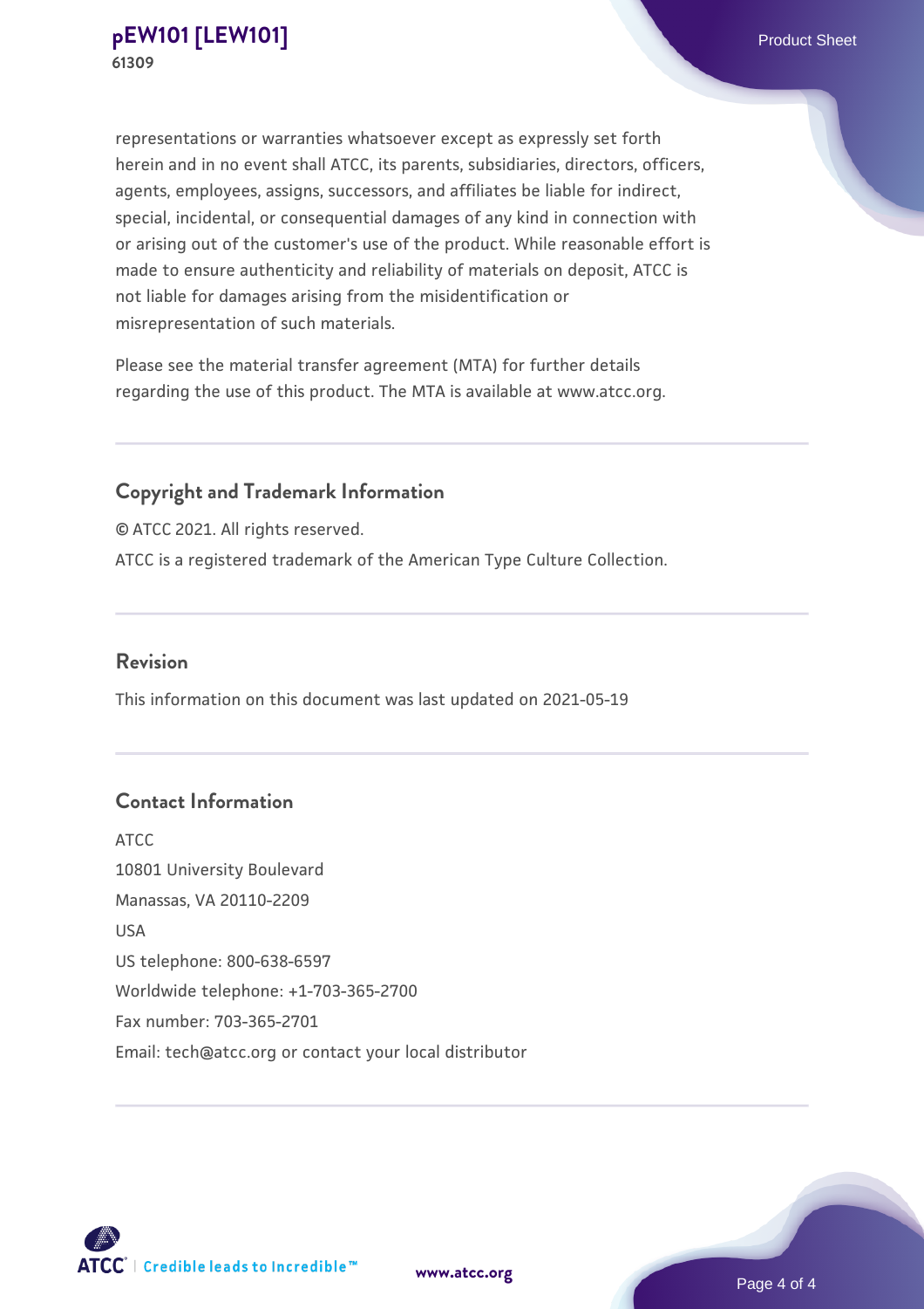representations or warranties whatsoever except as expressly set forth herein and in no event shall ATCC, its parents, subsidiaries, directors, officers, agents, employees, assigns, successors, and affiliates be liable for indirect, special, incidental, or consequential damages of any kind in connection with or arising out of the customer's use of the product. While reasonable effort is made to ensure authenticity and reliability of materials on deposit, ATCC is not liable for damages arising from the misidentification or misrepresentation of such materials.

Please see the material transfer agreement (MTA) for further details regarding the use of this product. The MTA is available at www.atcc.org.

## Copyright and Trademark Information

© ATCC 2021. All rights reserved.

ATCC is a registered trademark of the American Type Culture Collection.

## Revision

This information on this document was last updated on 2021-05-19

## Contact Information

ATCC
10801 University Boulevard
Manassas, VA 20110-2209
USA
US telephone: 800-638-6597
Worldwide telephone: +1-703-365-2700
Fax number: 703-365-2701
Email: tech@atcc.org or contact your local distributor